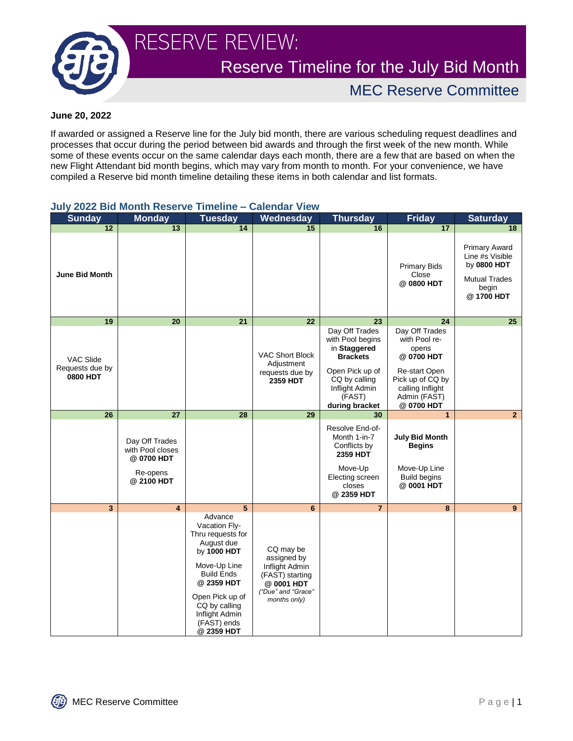# RESERVE REVIEW:

## Reserve Timeline for the July Bid Month

### MEC Reserve Committee

**June 20, 2022**

If awarded or assigned a Reserve line for the July bid month, there are various scheduling request deadlines and processes that occur during the period between bid awards and through the first week of the new month. While some of these events occur on the same calendar days each month, there are a few that are based on when the new Flight Attendant bid month begins, which may vary from month to month. For your convenience, we have compiled a Reserve bid month timeline detailing these items in both calendar and list formats.

### July 2022 Bid Month Reserve Timeline – Calendar View

| Sunday | Monday | Tuesday | Wednesday | Thursday | Friday | Saturday |
|---|---|---|---|---|---|---|
| 12 | 13 | 14 | 15 | 16 | 17 | 18 |
| **June Bid Month** | | | | | Primary Bids Close @ **0800 HDT** | Primary Award Line #s Visible by **0800 HDT**<br><br>Mutual Trades begin @ **1700 HDT** |
| 19 | 20 | 21 | 22 | 23 | 24 | 25 |
| VAC Slide Requests due by **0800 HDT** | | | VAC Short Block Adjustment requests due by **2359 HDT** | Day Off Trades with Pool begins in **Staggered Brackets**<br><br>Open Pick up of CQ by calling Inflight Admin (FAST) **during bracket** | Day Off Trades with Pool re-opens @ **0700 HDT**<br><br>Re-start Open Pick up of CQ by calling Inflight Admin (FAST) @ **0700 HDT** | |
| 26 | 27 | 28 | 29 | 30 | 1 | 2 |
| | Day Off Trades with Pool closes @ **0700 HDT**<br><br>Re-opens @ **2100 HDT** | | | Resolve End-of-Month 1-in-7 Conflicts by **2359 HDT**<br><br>Move-Up Electing screen closes @ **2359 HDT** | **July Bid Month Begins**<br><br>Move-Up Line Build begins @ **0001 HDT** | |
| 3 | 4 | 5 | 6 | 7 | 8 | 9 |
| | | Advance Vacation Fly-Thru requests for August due by **1000 HDT**<br><br>Move-Up Line Build Ends @ **2359 HDT**<br><br>Open Pick up of CQ by calling Inflight Admin (FAST) ends @ **2359 HDT** | CQ may be assigned by Inflight Admin (FAST) starting @ **0001 HDT**<br>*("Due" and "Grace" months only)* | | | |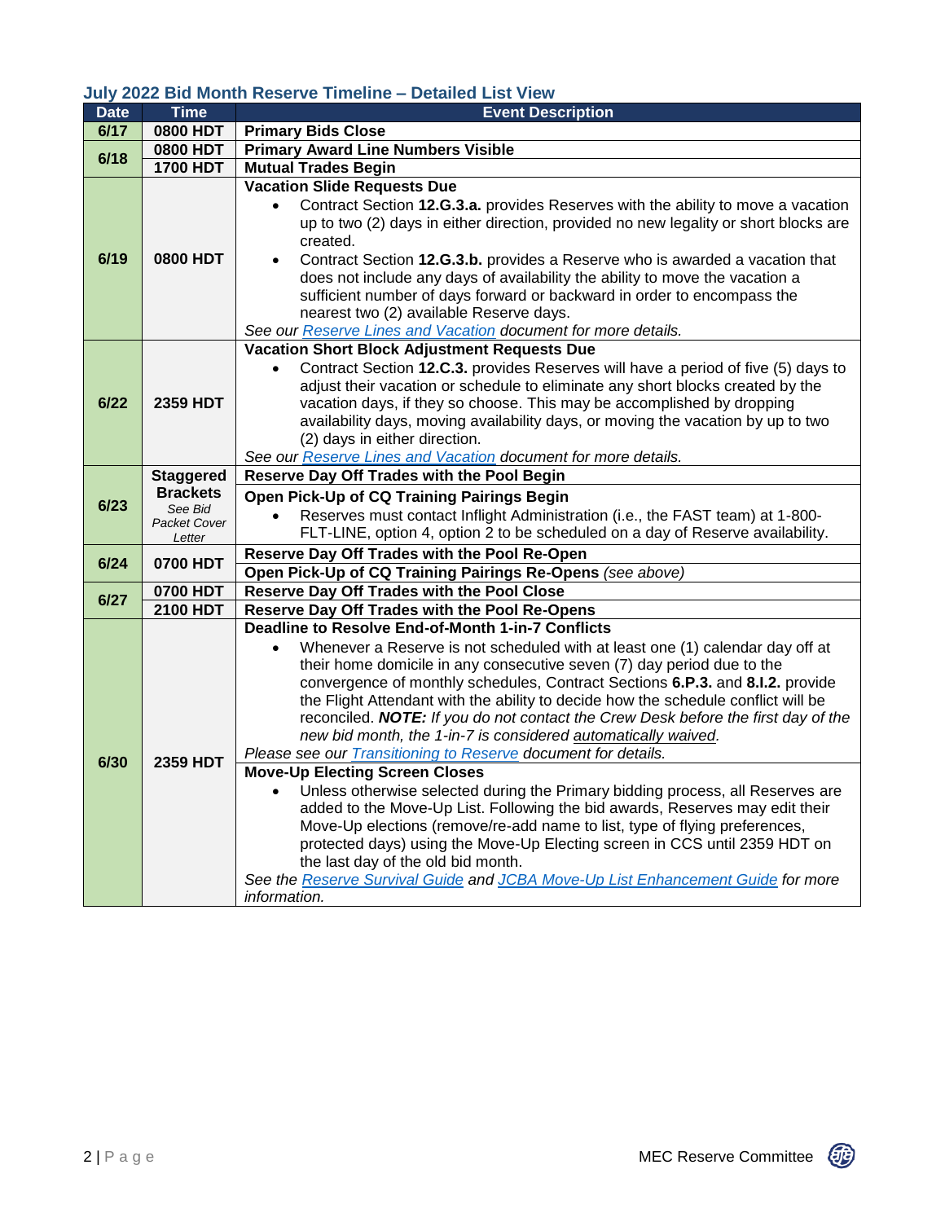## July 2022 Bid Month Reserve Timeline – Detailed List View

| Date | Time | Event Description |
|---|---|---|
| 6/17 | 0800 HDT | **Primary Bids Close** |
| 6/18 | 0800 HDT | **Primary Award Line Numbers Visible** |
| | 1700 HDT | **Mutual Trades Begin** |
| 6/19 | 0800 HDT | **Vacation Slide Requests Due**<br>• Contract Section **12.G.3.a.** provides Reserves with the ability to move a vacation up to two (2) days in either direction, provided no new legality or short blocks are created.<br>• Contract Section **12.G.3.b.** provides a Reserve who is awarded a vacation that does not include any days of availability the ability to move the vacation a sufficient number of days forward or backward in order to encompass the nearest two (2) available Reserve days.<br>*See our Reserve Lines and Vacation document for more details.* |
| 6/22 | 2359 HDT | **Vacation Short Block Adjustment Requests Due**<br>• Contract Section **12.C.3.** provides Reserves will have a period of five (5) days to adjust their vacation or schedule to eliminate any short blocks created by the vacation days, if they so choose. This may be accomplished by dropping availability days, moving availability days, or moving the vacation by up to two (2) days in either direction.<br>*See our Reserve Lines and Vacation document for more details.* |
| 6/23 | **Staggered Brackets** *See Bid Packet Cover Letter* | **Reserve Day Off Trades with the Pool Begin** |
| | | **Open Pick-Up of CQ Training Pairings Begin**<br>• Reserves must contact Inflight Administration (i.e., the FAST team) at 1-800-FLT-LINE, option 4, option 2 to be scheduled on a day of Reserve availability. |
| 6/24 | 0700 HDT | **Reserve Day Off Trades with the Pool Re-Open** |
| | | **Open Pick-Up of CQ Training Pairings Re-Opens** *(see above)* |
| 6/27 | 0700 HDT | **Reserve Day Off Trades with the Pool Close** |
| | 2100 HDT | **Reserve Day Off Trades with the Pool Re-Opens** |
| 6/30 | 2359 HDT | **Deadline to Resolve End-of-Month 1-in-7 Conflicts**<br>• Whenever a Reserve is not scheduled with at least one (1) calendar day off at their home domicile in any consecutive seven (7) day period due to the convergence of monthly schedules, Contract Sections **6.P.3.** and **8.I.2.** provide the Flight Attendant with the ability to decide how the schedule conflict will be reconciled. ***NOTE:*** *If you do not contact the Crew Desk before the first day of the new bid month, the 1-in-7 is considered automatically waived.*<br>*Please see our Transitioning to Reserve document for details.* |
| | | **Move-Up Electing Screen Closes**<br>• Unless otherwise selected during the Primary bidding process, all Reserves are added to the Move-Up List. Following the bid awards, Reserves may edit their Move-Up elections (remove/re-add name to list, type of flying preferences, protected days) using the Move-Up Electing screen in CCS until 2359 HDT on the last day of the old bid month.<br>*See the Reserve Survival Guide and JCBA Move-Up List Enhancement Guide for more information.* |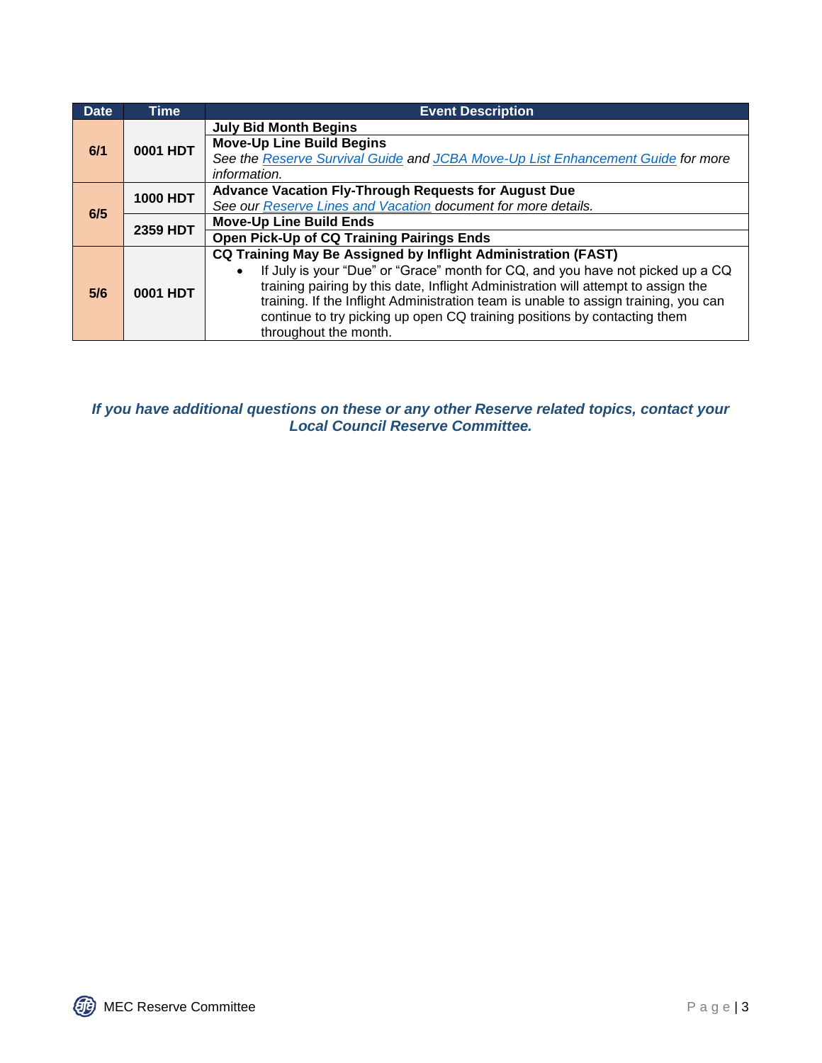| Date | Time | Event Description |
|---|---|---|
| 6/1 | 0001 HDT | **July Bid Month Begins** |
| | | **Move-Up Line Build Begins** *See the Reserve Survival Guide and JCBA Move-Up List Enhancement Guide for more information.* |
| 6/5 | 1000 HDT | **Advance Vacation Fly-Through Requests for August Due** *See our Reserve Lines and Vacation document for more details.* |
| | 2359 HDT | **Move-Up Line Build Ends** |
| | | **Open Pick-Up of CQ Training Pairings Ends** |
| 5/6 | 0001 HDT | **CQ Training May Be Assigned by Inflight Administration (FAST)** • If July is your “Due” or “Grace” month for CQ, and you have not picked up a CQ training pairing by this date, Inflight Administration will attempt to assign the training. If the Inflight Administration team is unable to assign training, you can continue to try picking up open CQ training positions by contacting them throughout the month. |

***If you have additional questions on these or any other Reserve related topics, contact your Local Council Reserve Committee.***